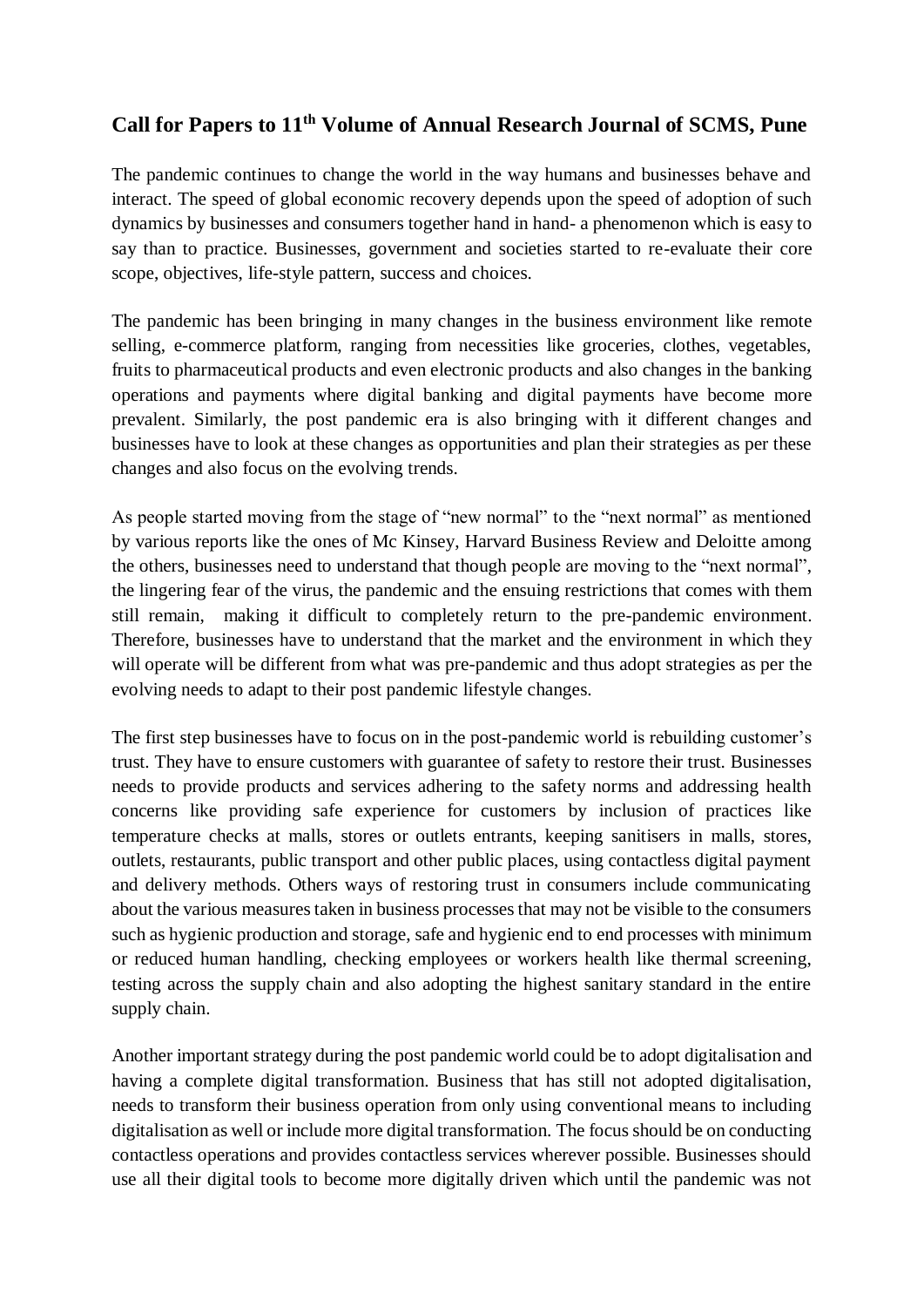# Call for Papers to 11th Volume of Annual Research Journal of SCMS, Pune

The pandemic continues to change the world in the way humans and businesses behave and interact. The speed of global economic recovery depends upon the speed of adoption of such dynamics by businesses and consumers together hand in hand- a phenomenon which is easy to say than to practice. Businesses, government and societies started to re-evaluate their core scope, objectives, life-style pattern, success and choices.

The pandemic has been bringing in many changes in the business environment like remote selling, e-commerce platform, ranging from necessities like groceries, clothes, vegetables, fruits to pharmaceutical products and even electronic products and also changes in the banking operations and payments where digital banking and digital payments have become more prevalent. Similarly, the post pandemic era is also bringing with it different changes and businesses have to look at these changes as opportunities and plan their strategies as per these changes and also focus on the evolving trends.

As people started moving from the stage of "new normal" to the "next normal" as mentioned by various reports like the ones of Mc Kinsey, Harvard Business Review and Deloitte among the others, businesses need to understand that though people are moving to the "next normal", the lingering fear of the virus, the pandemic and the ensuing restrictions that comes with them still remain, making it difficult to completely return to the pre-pandemic environment. Therefore, businesses have to understand that the market and the environment in which they will operate will be different from what was pre-pandemic and thus adopt strategies as per the evolving needs to adapt to their post pandemic lifestyle changes.

The first step businesses have to focus on in the post-pandemic world is rebuilding customer's trust. They have to ensure customers with guarantee of safety to restore their trust. Businesses needs to provide products and services adhering to the safety norms and addressing health concerns like providing safe experience for customers by inclusion of practices like temperature checks at malls, stores or outlets entrants, keeping sanitisers in malls, stores, outlets, restaurants, public transport and other public places, using contactless digital payment and delivery methods. Others ways of restoring trust in consumers include communicating about the various measures taken in business processes that may not be visible to the consumers such as hygienic production and storage, safe and hygienic end to end processes with minimum or reduced human handling, checking employees or workers health like thermal screening, testing across the supply chain and also adopting the highest sanitary standard in the entire supply chain.

Another important strategy during the post pandemic world could be to adopt digitalisation and having a complete digital transformation. Business that has still not adopted digitalisation, needs to transform their business operation from only using conventional means to including digitalisation as well or include more digital transformation. The focus should be on conducting contactless operations and provides contactless services wherever possible. Businesses should use all their digital tools to become more digitally driven which until the pandemic was not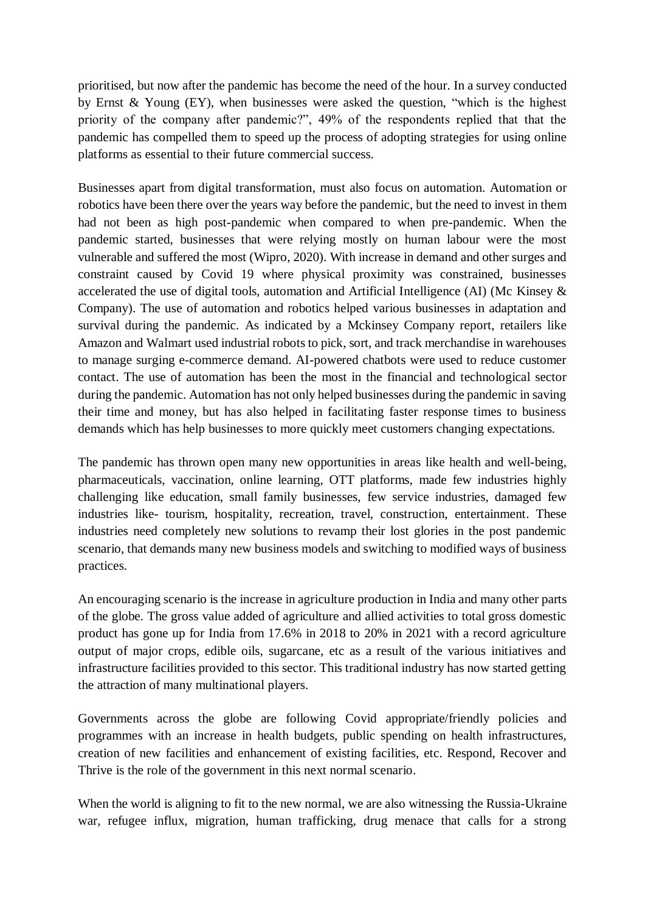prioritised, but now after the pandemic has become the need of the hour. In a survey conducted by Ernst & Young (EY), when businesses were asked the question, "which is the highest priority of the company after pandemic?", 49% of the respondents replied that that the pandemic has compelled them to speed up the process of adopting strategies for using online platforms as essential to their future commercial success.

Businesses apart from digital transformation, must also focus on automation. Automation or robotics have been there over the years way before the pandemic, but the need to invest in them had not been as high post-pandemic when compared to when pre-pandemic. When the pandemic started, businesses that were relying mostly on human labour were the most vulnerable and suffered the most (Wipro, 2020). With increase in demand and other surges and constraint caused by Covid 19 where physical proximity was constrained, businesses accelerated the use of digital tools, automation and Artificial Intelligence (AI) (Mc Kinsey & Company). The use of automation and robotics helped various businesses in adaptation and survival during the pandemic. As indicated by a Mckinsey Company report, retailers like Amazon and Walmart used industrial robots to pick, sort, and track merchandise in warehouses to manage surging e-commerce demand. AI-powered chatbots were used to reduce customer contact. The use of automation has been the most in the financial and technological sector during the pandemic. Automation has not only helped businesses during the pandemic in saving their time and money, but has also helped in facilitating faster response times to business demands which has help businesses to more quickly meet customers changing expectations.

The pandemic has thrown open many new opportunities in areas like health and well-being, pharmaceuticals, vaccination, online learning, OTT platforms, made few industries highly challenging like education, small family businesses, few service industries, damaged few industries like- tourism, hospitality, recreation, travel, construction, entertainment. These industries need completely new solutions to revamp their lost glories in the post pandemic scenario, that demands many new business models and switching to modified ways of business practices.

An encouraging scenario is the increase in agriculture production in India and many other parts of the globe. The gross value added of agriculture and allied activities to total gross domestic product has gone up for India from 17.6% in 2018 to 20% in 2021 with a record agriculture output of major crops, edible oils, sugarcane, etc as a result of the various initiatives and infrastructure facilities provided to this sector. This traditional industry has now started getting the attraction of many multinational players.

Governments across the globe are following Covid appropriate/friendly policies and programmes with an increase in health budgets, public spending on health infrastructures, creation of new facilities and enhancement of existing facilities, etc. Respond, Recover and Thrive is the role of the government in this next normal scenario.

When the world is aligning to fit to the new normal, we are also witnessing the Russia-Ukraine war, refugee influx, migration, human trafficking, drug menace that calls for a strong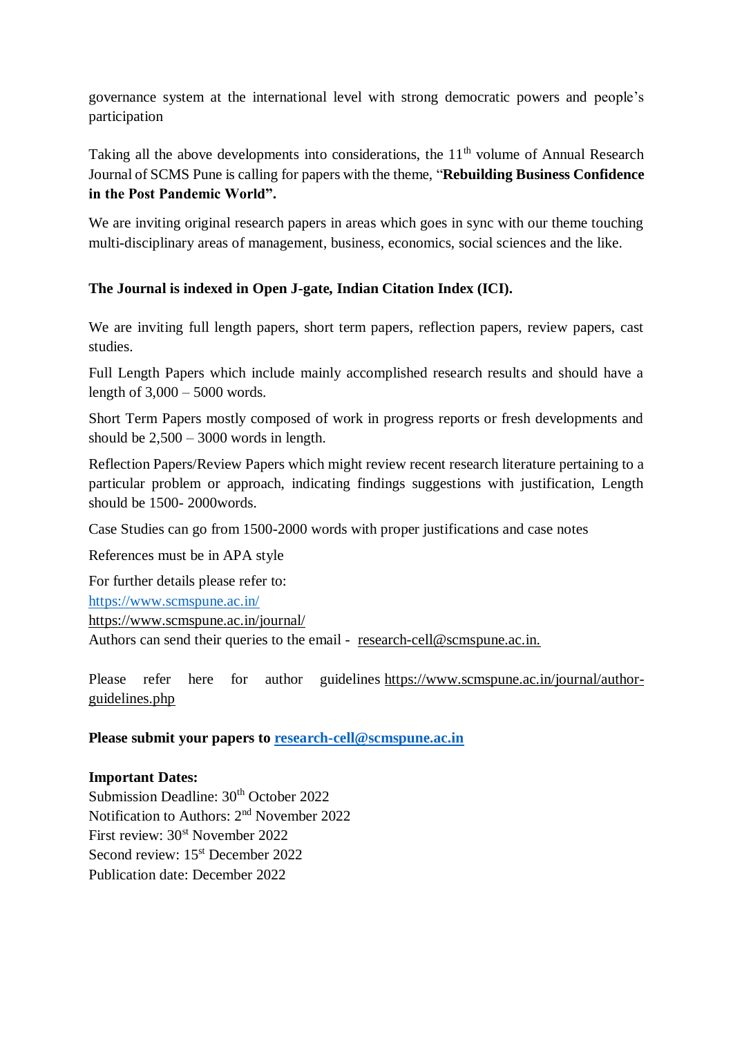governance system at the international level with strong democratic powers and people's participation

Taking all the above developments into considerations, the 11th volume of Annual Research Journal of SCMS Pune is calling for papers with the theme, "**Rebuilding Business Confidence in the Post Pandemic World".**

We are inviting original research papers in areas which goes in sync with our theme touching multi-disciplinary areas of management, business, economics, social sciences and the like.

**The Journal is indexed in Open J-gate, Indian Citation Index (ICI).**

We are inviting full length papers, short term papers, reflection papers, review papers, cast studies.

Full Length Papers which include mainly accomplished research results and should have a length of 3,000 – 5000 words.

Short Term Papers mostly composed of work in progress reports or fresh developments and should be 2,500 – 3000 words in length.

Reflection Papers/Review Papers which might review recent research literature pertaining to a particular problem or approach, indicating findings suggestions with justification, Length should be 1500- 2000words.

Case Studies can go from 1500-2000 words with proper justifications and case notes

References must be in APA style

For further details please refer to:
https://www.scmspune.ac.in/
https://www.scmspune.ac.in/journal/
Authors can send their queries to the email - research-cell@scmspune.ac.in.

Please refer here for author guidelines https://www.scmspune.ac.in/journal/author-guidelines.php

**Please submit your papers to research-cell@scmspune.ac.in**

**Important Dates:**
Submission Deadline: 30th October 2022
Notification to Authors: 2nd November 2022
First review: 30st November 2022
Second review: 15st December 2022
Publication date: December 2022